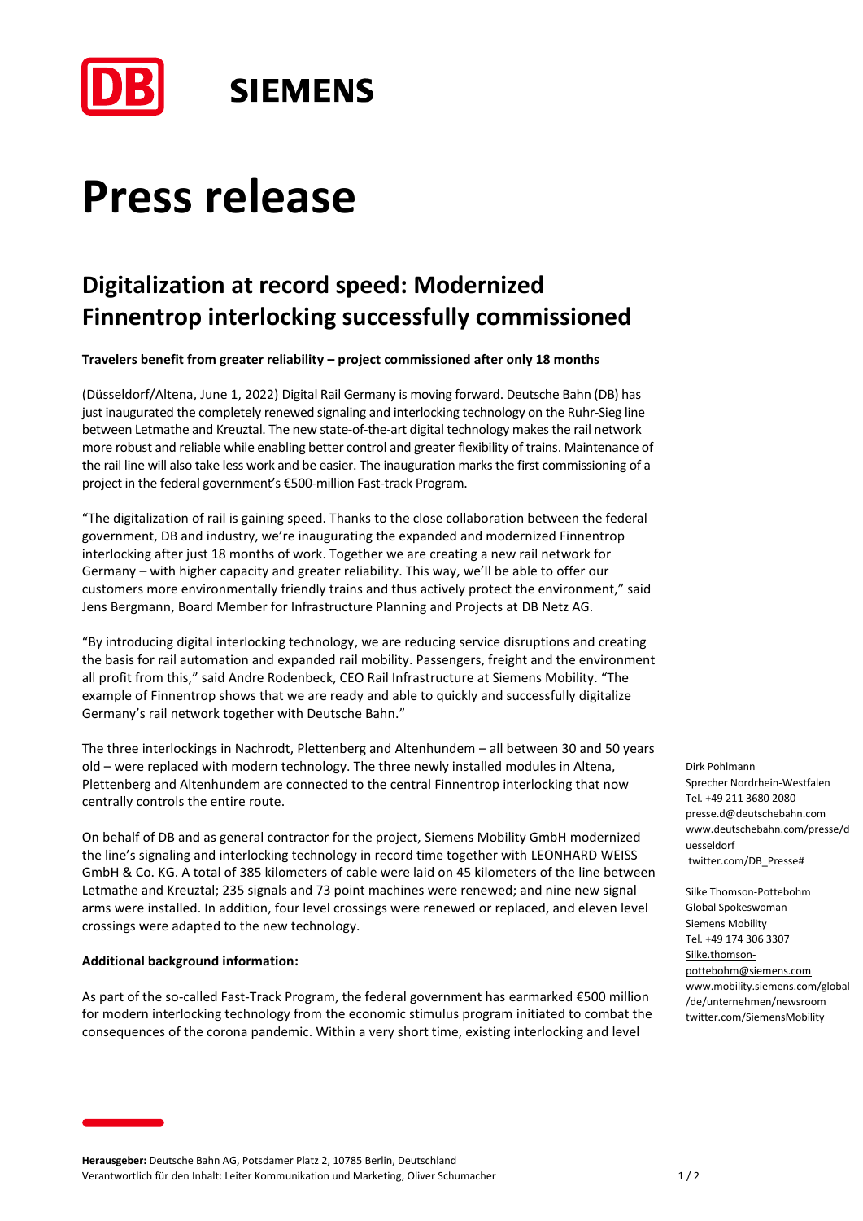# Press release

## Digitalization at record speed: Modernized Finnentrop interlocking successfully commissioned

**Travelers benefit from greater reliability – project commissioned after only 18 months**

(Düsseldorf/Altena, June 1, 2022) Digital Rail Germany is moving forward. Deutsche Bahn (DB) has just inaugurated the completely renewed signaling and interlocking technology on the Ruhr-Sieg line between Letmathe and Kreuztal. The new state-of-the-art digital technology makes the rail network more robust and reliable while enabling better control and greater flexibility of trains. Maintenance of the rail line will also take less work and be easier. The inauguration marks the first commissioning of a project in the federal government's €500-million Fast-track Program.

"The digitalization of rail is gaining speed. Thanks to the close collaboration between the federal government, DB and industry, we're inaugurating the expanded and modernized Finnentrop interlocking after just 18 months of work. Together we are creating a new rail network for Germany – with higher capacity and greater reliability. This way, we'll be able to offer our customers more environmentally friendly trains and thus actively protect the environment," said Jens Bergmann, Board Member for Infrastructure Planning and Projects at DB Netz AG.

"By introducing digital interlocking technology, we are reducing service disruptions and creating the basis for rail automation and expanded rail mobility. Passengers, freight and the environment all profit from this," said Andre Rodenbeck, CEO Rail Infrastructure at Siemens Mobility. "The example of Finnentrop shows that we are ready and able to quickly and successfully digitalize Germany's rail network together with Deutsche Bahn."

The three interlockings in Nachrodt, Plettenberg and Altenhundem – all between 30 and 50 years old – were replaced with modern technology. The three newly installed modules in Altena, Plettenberg and Altenhundem are connected to the central Finnentrop interlocking that now centrally controls the entire route.

On behalf of DB and as general contractor for the project, Siemens Mobility GmbH modernized the line's signaling and interlocking technology in record time together with LEONHARD WEISS GmbH & Co. KG. A total of 385 kilometers of cable were laid on 45 kilometers of the line between Letmathe and Kreuztal; 235 signals and 73 point machines were renewed; and nine new signal arms were installed. In addition, four level crossings were renewed or replaced, and eleven level crossings were adapted to the new technology.

**Additional background information:**

As part of the so-called Fast-Track Program, the federal government has earmarked €500 million for modern interlocking technology from the economic stimulus program initiated to combat the consequences of the corona pandemic. Within a very short time, existing interlocking and level

Dirk Pohlmann
Sprecher Nordrhein-Westfalen
Tel. +49 211 3680 2080
presse.d@deutschebahn.com
www.deutschebahn.com/presse/duesseldorf
twitter.com/DB_Presse#

Silke Thomson-Pottebohm
Global Spokeswoman
Siemens Mobility
Tel. +49 174 306 3307
Silke.thomson-pottebohm@siemens.com
www.mobility.siemens.com/global/de/unternehmen/newsroom
twitter.com/SiemensMobility

**Herausgeber:** Deutsche Bahn AG, Potsdamer Platz 2, 10785 Berlin, Deutschland
Verantwortlich für den Inhalt: Leiter Kommunikation und Marketing, Oliver Schumacher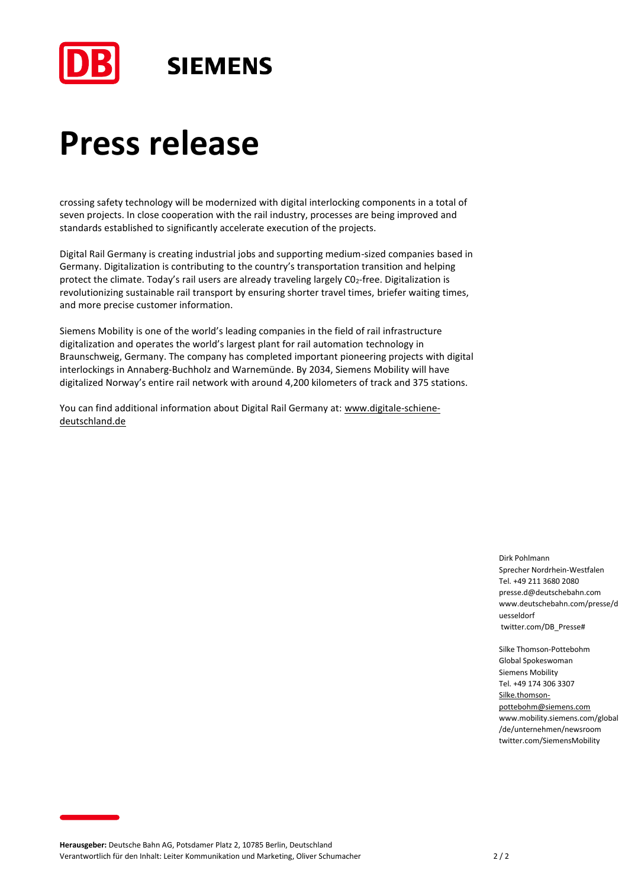# Press release

crossing safety technology will be modernized with digital interlocking components in a total of seven projects. In close cooperation with the rail industry, processes are being improved and standards established to significantly accelerate execution of the projects.

Digital Rail Germany is creating industrial jobs and supporting medium-sized companies based in Germany. Digitalization is contributing to the country's transportation transition and helping protect the climate. Today's rail users are already traveling largely $C0_2$-free. Digitalization is revolutionizing sustainable rail transport by ensuring shorter travel times, briefer waiting times, and more precise customer information.

Siemens Mobility is one of the world's leading companies in the field of rail infrastructure digitalization and operates the world's largest plant for rail automation technology in Braunschweig, Germany. The company has completed important pioneering projects with digital interlockings in Annaberg-Buchholz and Warnemünde. By 2034, Siemens Mobility will have digitalized Norway's entire rail network with around 4,200 kilometers of track and 375 stations.

You can find additional information about Digital Rail Germany at: www.digitale-schiene-deutschland.de

Dirk Pohlmann
Sprecher Nordrhein-Westfalen
Tel. +49 211 3680 2080
presse.d@deutschebahn.com
www.deutschebahn.com/presse/duesseldorf
twitter.com/DB_Presse#

Silke Thomson-Pottebohm
Global Spokeswoman
Siemens Mobility
Tel. +49 174 306 3307
Silke.thomson-pottebohm@siemens.com
www.mobility.siemens.com/global/de/unternehmen/newsroom
twitter.com/SiemensMobility

**Herausgeber:** Deutsche Bahn AG, Potsdamer Platz 2, 10785 Berlin, Deutschland
Verantwortlich für den Inhalt: Leiter Kommunikation und Marketing, Oliver Schumacher